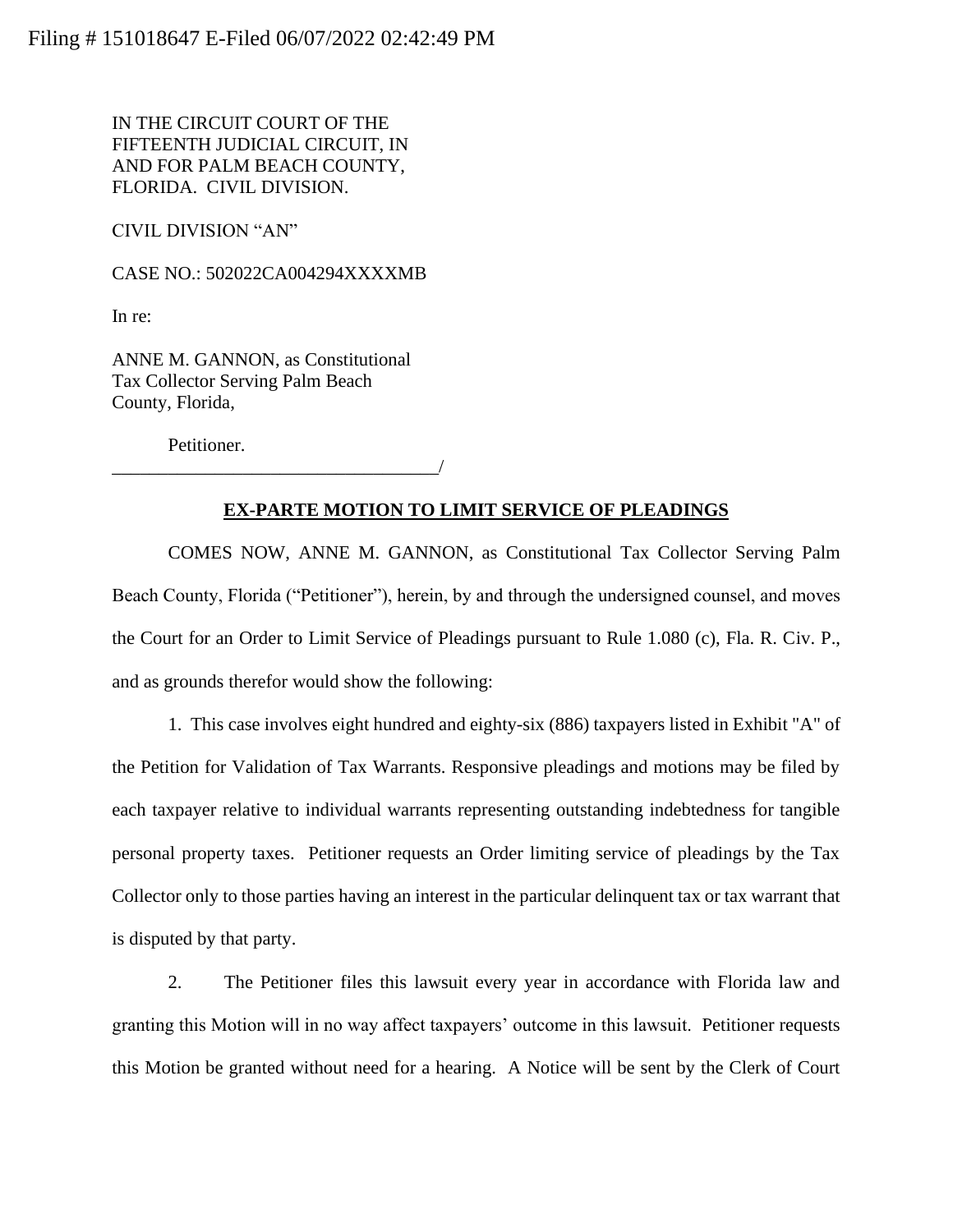Filing # 151018647 E-Filed 06/07/2022 02:42:49 PM

IN THE CIRCUIT COURT OF THE FIFTEENTH JUDICIAL CIRCUIT, IN AND FOR PALM BEACH COUNTY, FLORIDA. CIVIL DIVISION.

CIVIL DIVISION "AN"

CASE NO.: 502022CA004294XXXXMB

In re:

ANNE M. GANNON, as Constitutional Tax Collector Serving Palm Beach County, Florida,

Petitioner.
___________________________________/

**EX-PARTE MOTION TO LIMIT SERVICE OF PLEADINGS**

COMES NOW, ANNE M. GANNON, as Constitutional Tax Collector Serving Palm Beach County, Florida ("Petitioner"), herein, by and through the undersigned counsel, and moves the Court for an Order to Limit Service of Pleadings pursuant to Rule 1.080 (c), Fla. R. Civ. P., and as grounds therefor would show the following:

1. This case involves eight hundred and eighty-six (886) taxpayers listed in Exhibit "A" of the Petition for Validation of Tax Warrants. Responsive pleadings and motions may be filed by each taxpayer relative to individual warrants representing outstanding indebtedness for tangible personal property taxes. Petitioner requests an Order limiting service of pleadings by the Tax Collector only to those parties having an interest in the particular delinquent tax or tax warrant that is disputed by that party.

2. The Petitioner files this lawsuit every year in accordance with Florida law and granting this Motion will in no way affect taxpayers' outcome in this lawsuit. Petitioner requests this Motion be granted without need for a hearing. A Notice will be sent by the Clerk of Court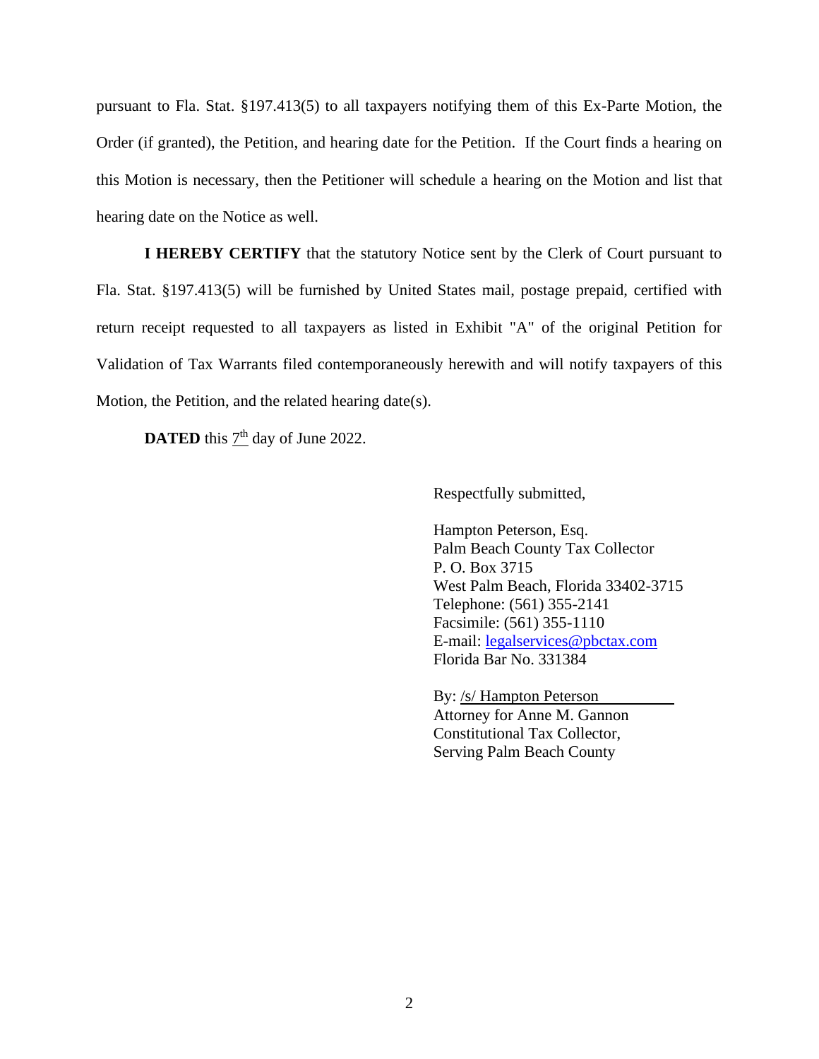pursuant to Fla. Stat. §197.413(5) to all taxpayers notifying them of this Ex-Parte Motion, the Order (if granted), the Petition, and hearing date for the Petition. If the Court finds a hearing on this Motion is necessary, then the Petitioner will schedule a hearing on the Motion and list that hearing date on the Notice as well.

**I HEREBY CERTIFY** that the statutory Notice sent by the Clerk of Court pursuant to Fla. Stat. §197.413(5) will be furnished by United States mail, postage prepaid, certified with return receipt requested to all taxpayers as listed in Exhibit "A" of the original Petition for Validation of Tax Warrants filed contemporaneously herewith and will notify taxpayers of this Motion, the Petition, and the related hearing date(s).

**DATED** this 7th day of June 2022.

Respectfully submitted,

Hampton Peterson, Esq.
Palm Beach County Tax Collector
P. O. Box 3715
West Palm Beach, Florida 33402-3715
Telephone: (561) 355-2141
Facsimile: (561) 355-1110
E-mail: legalservices@pbctax.com
Florida Bar No. 331384

By: /s/ Hampton Peterson
Attorney for Anne M. Gannon
Constitutional Tax Collector,
Serving Palm Beach County